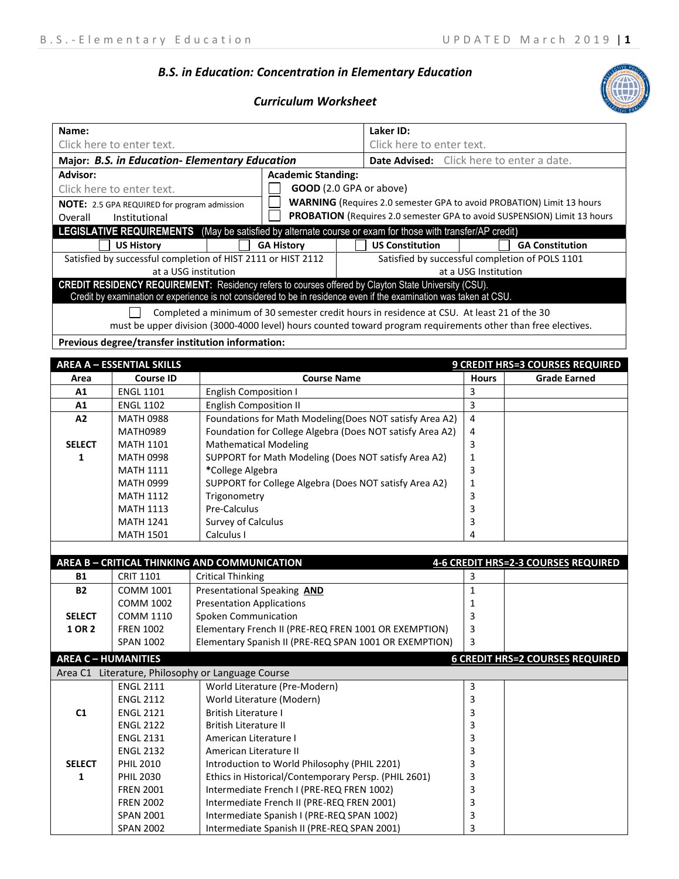## *B.S. in Education: Concentration in Elementary Education*

### *Curriculum Worksheet*

| **Name:** Click here to enter text. | | **Laker ID:** Click here to enter text. |
|---|---|---|
| **Major:** ***B.S. in Education- Elementary Education*** | | **Date Advised:** Click here to enter a date. |
| **Advisor:** Click here to enter text. | **Academic Standing:** ☐ **GOOD** (2.0 GPA or above) | |
| **NOTE:** 2.5 GPA REQUIRED for program admission | ☐ **WARNING** (Requires 2.0 semester GPA to avoid PROBATION) Limit 13 hours | |
| Overall Institutional | ☐ **PROBATION** (Requires 2.0 semester GPA to avoid SUSPENSION) Limit 13 hours | |

**LEGISLATIVE REQUIREMENTS** (May be satisfied by alternate course or exam for those with transfer/AP credit)

| ☐ **US History** | ☐ **GA History** | ☐ **US Constitution** | ☐ **GA Constitution** |
|---|---|---|---|
| Satisfied by successful completion of HIST 2111 or HIST 2112 at a USG institution | | Satisfied by successful completion of POLS 1101 at a USG Institution | |

**CREDIT RESIDENCY REQUIREMENT:** Residency refers to courses offered by Clayton State University (CSU).
Credit by examination or experience is not considered to be in residence even if the examination was taken at CSU.

☐ Completed a minimum of 30 semester credit hours in residence at CSU. At least 21 of the 30 must be upper division (3000-4000 level) hours counted toward program requirements other than free electives.

**Previous degree/transfer institution information:**

| **AREA A – ESSENTIAL SKILLS** | | **9 CREDIT HRS=3 COURSES REQUIRED** | | |
|---|---|---|---|---|
| **Area** | **Course ID** | **Course Name** | **Hours** | **Grade Earned** |
| **A1** | ENGL 1101 | English Composition I | 3 | |
| **A1** | ENGL 1102 | English Composition II | 3 | |
| **A2** | MATH 0988 | Foundations for Math Modeling(Does NOT satisfy Area A2) | 4 | |
| | MATH0989 | Foundation for College Algebra (Does NOT satisfy Area A2) | 4 | |
| **SELECT** | MATH 1101 | Mathematical Modeling | 3 | |
| **1** | MATH 0998 | SUPPORT for Math Modeling (Does NOT satisfy Area A2) | 1 | |
| | MATH 1111 | *College Algebra | 3 | |
| | MATH 0999 | SUPPORT for College Algebra (Does NOT satisfy Area A2) | 1 | |
| | MATH 1112 | Trigonometry | 3 | |
| | MATH 1113 | Pre-Calculus | 3 | |
| | MATH 1241 | Survey of Calculus | 3 | |
| | MATH 1501 | Calculus I | 4 | |

| **AREA B – CRITICAL THINKING AND COMMUNICATION** | | **4-6 CREDIT HRS=2-3 COURSES REQUIRED** | | |
|---|---|---|---|---|
| **B1** | CRIT 1101 | Critical Thinking | 3 | |
| **B2** | COMM 1001 | Presentational Speaking **AND** | 1 | |
| | COMM 1002 | Presentation Applications | 1 | |
| **SELECT** | COMM 1110 | Spoken Communication | 3 | |
| **1 OR 2** | FREN 1002 | Elementary French II (PRE-REQ FREN 1001 OR EXEMPTION) | 3 | |
| | SPAN 1002 | Elementary Spanish II (PRE-REQ SPAN 1001 OR EXEMPTION) | 3 | |

| **AREA C – HUMANITIES** | | **6 CREDIT HRS=2 COURSES REQUIRED** | | |
|---|---|---|---|---|
| Area C1 Literature, Philosophy or Language Course | | | | |
| | ENGL 2111 | World Literature (Pre-Modern) | 3 | |
| | ENGL 2112 | World Literature (Modern) | 3 | |
| **C1** | ENGL 2121 | British Literature I | 3 | |
| | ENGL 2122 | British Literature II | 3 | |
| | ENGL 2131 | American Literature I | 3 | |
| | ENGL 2132 | American Literature II | 3 | |
| **SELECT** | PHIL 2010 | Introduction to World Philosophy (PHIL 2201) | 3 | |
| **1** | PHIL 2030 | Ethics in Historical/Contemporary Persp. (PHIL 2601) | 3 | |
| | FREN 2001 | Intermediate French I (PRE-REQ FREN 1002) | 3 | |
| | FREN 2002 | Intermediate French II (PRE-REQ FREN 2001) | 3 | |
| | SPAN 2001 | Intermediate Spanish I (PRE-REQ SPAN 1002) | 3 | |
| | SPAN 2002 | Intermediate Spanish II (PRE-REQ SPAN 2001) | 3 | |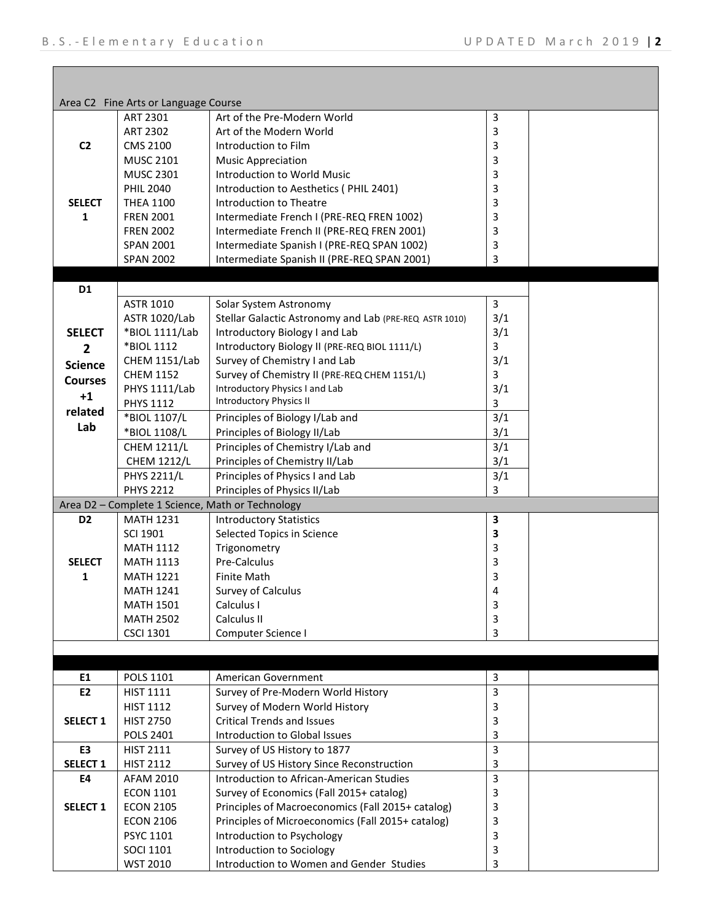| | | | | |
|---|---|---|---|---|
| Area C2 Fine Arts or Language Course | | | | |
| **C2** | ART 2301 | Art of the Pre-Modern World | 3 | |
| | ART 2302 | Art of the Modern World | 3 | |
| | CMS 2100 | Introduction to Film | 3 | |
| | MUSC 2101 | Music Appreciation | 3 | |
| | MUSC 2301 | Introduction to World Music | 3 | |
| | PHIL 2040 | Introduction to Aesthetics ( PHIL 2401) | 3 | |
| **SELECT 1** | THEA 1100 | Introduction to Theatre | 3 | |
| | FREN 2001 | Intermediate French I (PRE-REQ FREN 1002) | 3 | |
| | FREN 2002 | Intermediate French II (PRE-REQ FREN 2001) | 3 | |
| | SPAN 2001 | Intermediate Spanish I (PRE-REQ SPAN 1002) | 3 | |
| | SPAN 2002 | Intermediate Spanish II (PRE-REQ SPAN 2001) | 3 | |
| **D1** | | | | |
| **SELECT 2 Science Courses +1 related Lab** | ASTR 1010 | Solar System Astronomy | 3 | |
| | ASTR 1020/Lab | Stellar Galactic Astronomy and Lab (PRE-REQ ASTR 1010) | 3/1 | |
| | *BIOL 1111/Lab | Introductory Biology I and Lab | 3/1 | |
| | *BIOL 1112 | Introductory Biology II (PRE-REQ BIOL 1111/L) | 3 | |
| | CHEM 1151/Lab | Survey of Chemistry I and Lab | 3/1 | |
| | CHEM 1152 | Survey of Chemistry II (PRE-REQ CHEM 1151/L) | 3 | |
| | PHYS 1111/Lab | Introductory Physics I and Lab | 3/1 | |
| | PHYS 1112 | Introductory Physics II | 3 | |
| | *BIOL 1107/L | Principles of Biology I/Lab and | 3/1 | |
| | *BIOL 1108/L | Principles of Biology II/Lab | 3/1 | |
| | CHEM 1211/L | Principles of Chemistry I/Lab and | 3/1 | |
| | CHEM 1212/L | Principles of Chemistry II/Lab | 3/1 | |
| | PHYS 2211/L | Principles of Physics I and Lab | 3/1 | |
| | PHYS 2212 | Principles of Physics II/Lab | 3 | |
| Area D2 – Complete 1 Science, Math or Technology | | | | |
| **D2** | MATH 1231 | Introductory Statistics | **3** | |
| | SCI 1901 | Selected Topics in Science | **3** | |
| | MATH 1112 | Trigonometry | 3 | |
| **SELECT 1** | MATH 1113 | Pre-Calculus | 3 | |
| | MATH 1221 | Finite Math | 3 | |
| | MATH 1241 | Survey of Calculus | 4 | |
| | MATH 1501 | Calculus I | 3 | |
| | MATH 2502 | Calculus II | 3 | |
| | CSCI 1301 | Computer Science I | 3 | |
| **E1** | POLS 1101 | American Government | 3 | |
| **E2** | HIST 1111 | Survey of Pre-Modern World History | 3 | |
| | HIST 1112 | Survey of Modern World History | 3 | |
| **SELECT 1** | HIST 2750 | Critical Trends and Issues | 3 | |
| | POLS 2401 | Introduction to Global Issues | 3 | |
| **E3** | HIST 2111 | Survey of US History to 1877 | 3 | |
| **SELECT 1** | HIST 2112 | Survey of US History Since Reconstruction | 3 | |
| **E4** | AFAM 2010 | Introduction to African-American Studies | 3 | |
| | ECON 1101 | Survey of Economics (Fall 2015+ catalog) | 3 | |
| **SELECT 1** | ECON 2105 | Principles of Macroeconomics (Fall 2015+ catalog) | 3 | |
| | ECON 2106 | Principles of Microeconomics (Fall 2015+ catalog) | 3 | |
| | PSYC 1101 | Introduction to Psychology | 3 | |
| | SOCI 1101 | Introduction to Sociology | 3 | |
| | WST 2010 | Introduction to Women and Gender Studies | 3 | |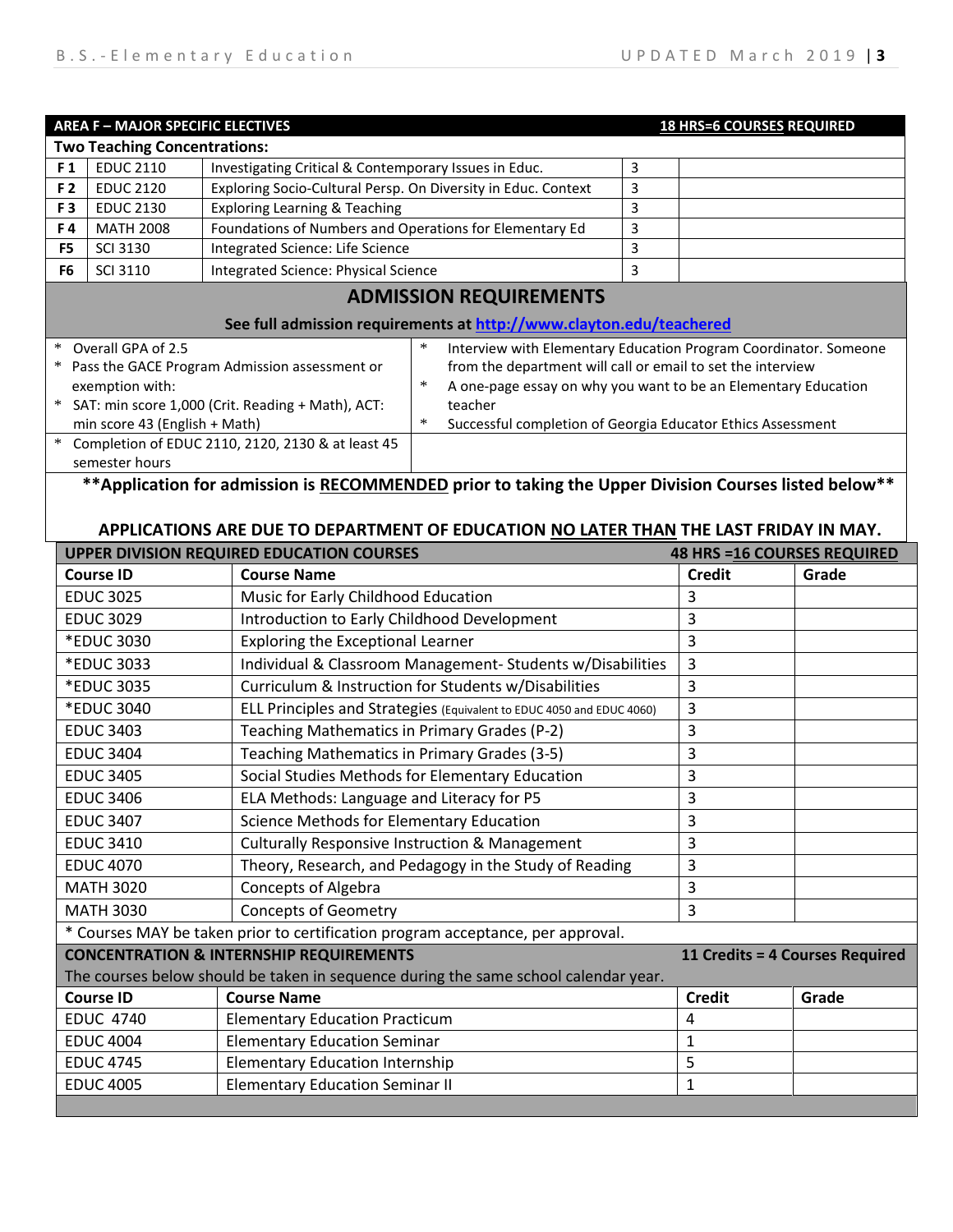| AREA F – MAJOR SPECIFIC ELECTIVES | | | | 18 HRS=6 COURSES REQUIRED |
|---|---|---|---|---|
| **Two Teaching Concentrations:** | | | | |
| F 1 | EDUC 2110 | Investigating Critical & Contemporary Issues in Educ. | 3 | |
| F 2 | EDUC 2120 | Exploring Socio-Cultural Persp. On Diversity in Educ. Context | 3 | |
| F 3 | EDUC 2130 | Exploring Learning & Teaching | 3 | |
| F 4 | MATH 2008 | Foundations of Numbers and Operations for Elementary Ed | 3 | |
| F5 | SCI 3130 | Integrated Science: Life Science | 3 | |
| F6 | SCI 3110 | Integrated Science: Physical Science | 3 | |

## ADMISSION REQUIREMENTS

**See full admission requirements at http://www.clayton.edu/teachered**

- Overall GPA of 2.5
- Pass the GACE Program Admission assessment or exemption with:
- SAT: min score 1,000 (Crit. Reading + Math), ACT: min score 43 (English + Math)
- Completion of EDUC 2110, 2120, 2130 & at least 45 semester hours
- Interview with Elementary Education Program Coordinator. Someone from the department will call or email to set the interview
- A one-page essay on why you want to be an Elementary Education teacher
- Successful completion of Georgia Educator Ethics Assessment

**\*\*Application for admission is RECOMMENDED prior to taking the Upper Division Courses listed below\*\***

**APPLICATIONS ARE DUE TO DEPARTMENT OF EDUCATION NO LATER THAN THE LAST FRIDAY IN MAY.**

| UPPER DIVISION REQUIRED EDUCATION COURSES | | 48 HRS =16 COURSES REQUIRED | |
|---|---|---|---|
| **Course ID** | **Course Name** | **Credit** | **Grade** |
| EDUC 3025 | Music for Early Childhood Education | 3 | |
| EDUC 3029 | Introduction to Early Childhood Development | 3 | |
| *EDUC 3030 | Exploring the Exceptional Learner | 3 | |
| *EDUC 3033 | Individual & Classroom Management- Students w/Disabilities | 3 | |
| *EDUC 3035 | Curriculum & Instruction for Students w/Disabilities | 3 | |
| *EDUC 3040 | ELL Principles and Strategies (Equivalent to EDUC 4050 and EDUC 4060) | 3 | |
| EDUC 3403 | Teaching Mathematics in Primary Grades (P-2) | 3 | |
| EDUC 3404 | Teaching Mathematics in Primary Grades (3-5) | 3 | |
| EDUC 3405 | Social Studies Methods for Elementary Education | 3 | |
| EDUC 3406 | ELA Methods: Language and Literacy for P5 | 3 | |
| EDUC 3407 | Science Methods for Elementary Education | 3 | |
| EDUC 3410 | Culturally Responsive Instruction & Management | 3 | |
| EDUC 4070 | Theory, Research, and Pedagogy in the Study of Reading | 3 | |
| MATH 3020 | Concepts of Algebra | 3 | |
| MATH 3030 | Concepts of Geometry | 3 | |

\* Courses MAY be taken prior to certification program acceptance, per approval.

| CONCENTRATION & INTERNSHIP REQUIREMENTS | | 11 Credits = 4 Courses Required | |
|---|---|---|---|
| The courses below should be taken in sequence during the same school calendar year. | | | |
| **Course ID** | **Course Name** | **Credit** | **Grade** |
| EDUC 4740 | Elementary Education Practicum | 4 | |
| EDUC 4004 | Elementary Education Seminar | 1 | |
| EDUC 4745 | Elementary Education Internship | 5 | |
| EDUC 4005 | Elementary Education Seminar II | 1 | |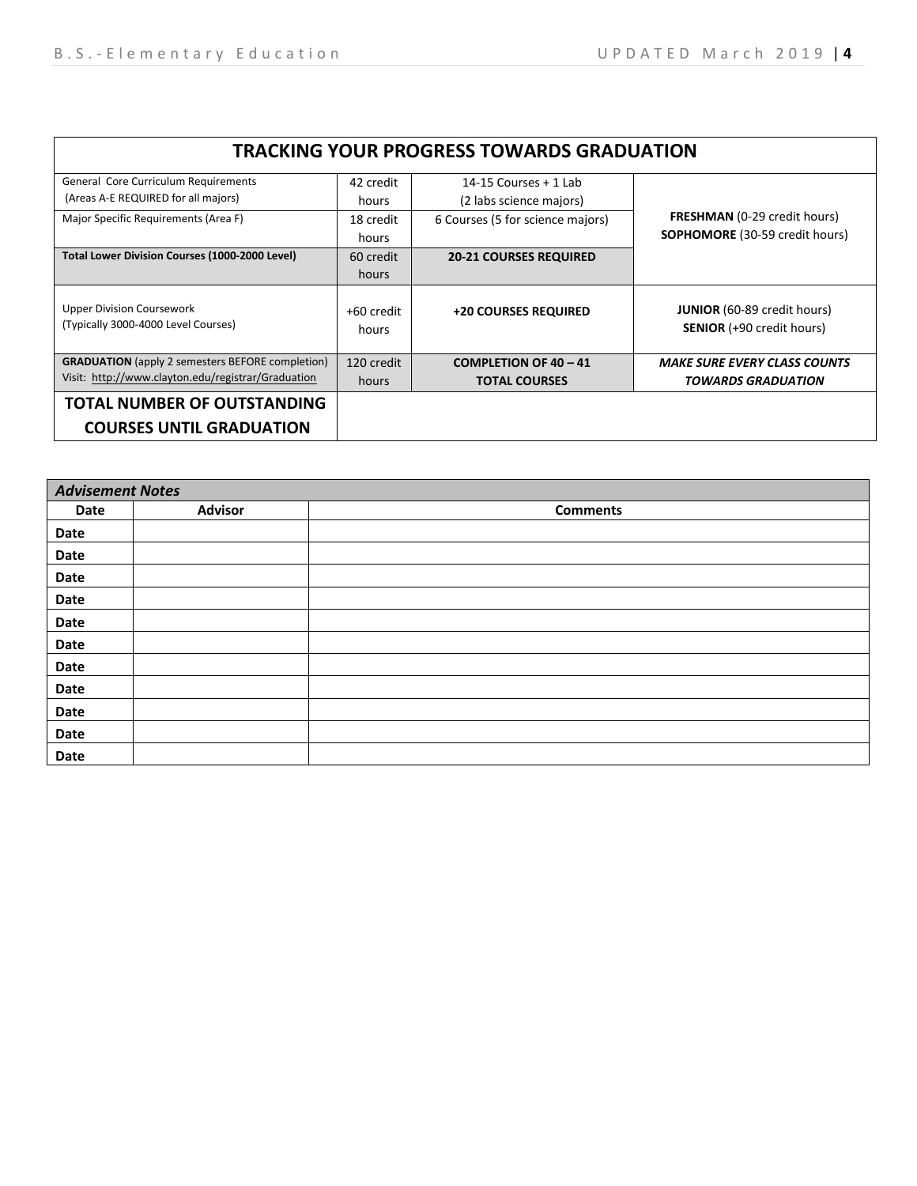## TRACKING YOUR PROGRESS TOWARDS GRADUATION

| | | | |
|---|---|---|---|
| General Core Curriculum Requirements (Areas A-E REQUIRED for all majors) | 42 credit hours | 14-15 Courses + 1 Lab (2 labs science majors) | **FRESHMAN** (0-29 credit hours) **SOPHOMORE** (30-59 credit hours) |
| Major Specific Requirements (Area F) | 18 credit hours | 6 Courses (5 for science majors) | |
| **Total Lower Division Courses (1000-2000 Level)** | 60 credit hours | **20-21 COURSES REQUIRED** | |
| Upper Division Coursework (Typically 3000-4000 Level Courses) | +60 credit hours | **+20 COURSES REQUIRED** | **JUNIOR** (60-89 credit hours) **SENIOR** (+90 credit hours) |
| **GRADUATION** (apply 2 semesters BEFORE completion) Visit: http://www.clayton.edu/registrar/Graduation | 120 credit hours | **COMPLETION OF 40 – 41 TOTAL COURSES** | ***MAKE SURE EVERY CLASS COUNTS TOWARDS GRADUATION*** |
| **TOTAL NUMBER OF OUTSTANDING COURSES UNTIL GRADUATION** | | | |

| *Advisement Notes* | | |
|---|---|---|
| **Date** | **Advisor** | **Comments** |
| **Date** | | |
| **Date** | | |
| **Date** | | |
| **Date** | | |
| **Date** | | |
| **Date** | | |
| **Date** | | |
| **Date** | | |
| **Date** | | |
| **Date** | | |
| **Date** | | |